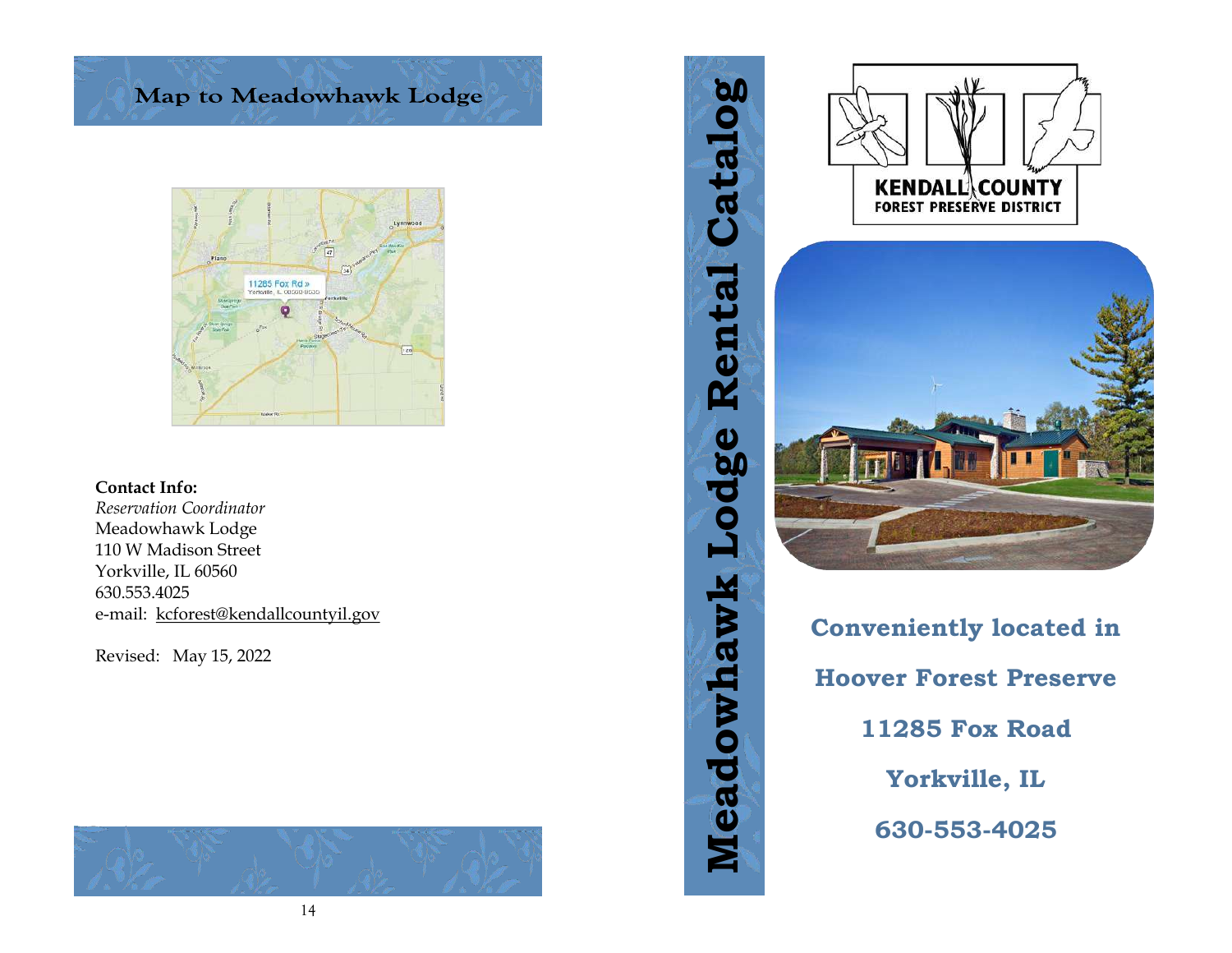# Map to Meadowhawk Lodge

**Contact Info:**
*Reservation Coordinator*
Meadowhawk Lodge
110 W Madison Street
Yorkville, IL 60560
630.553.4025
e-mail: kcforest@kendallcountyil.gov

Revised: May 15, 2022

# Meadowhawk Lodge Rental Catalog

KENDALL COUNTY
FOREST PRESERVE DISTRICT

## Conveniently located in

## Hoover Forest Preserve

## 11285 Fox Road

## Yorkville, IL

## 630-553-4025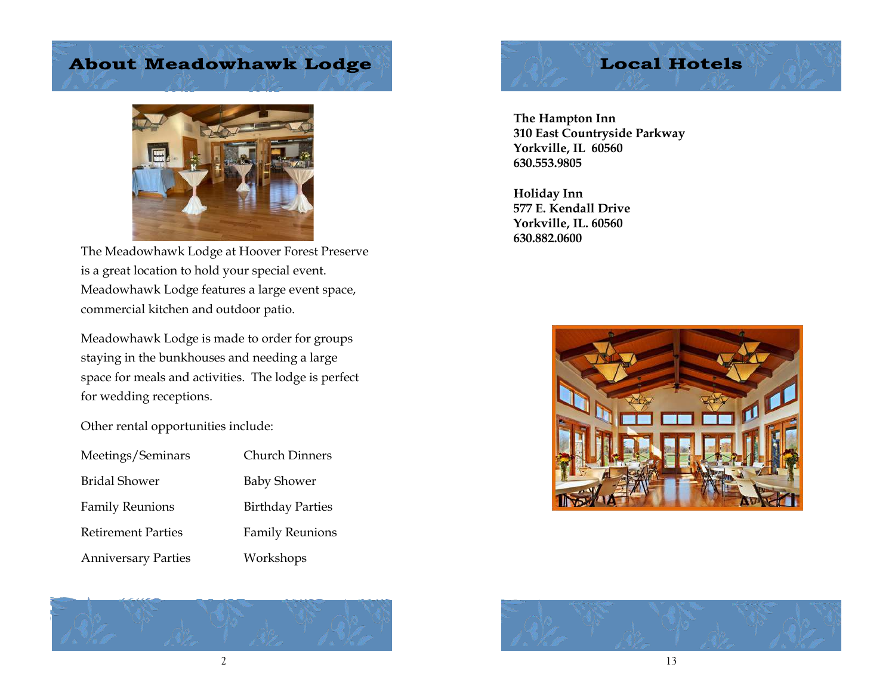# About Meadowhawk Lodge

The Meadowhawk Lodge at Hoover Forest Preserve is a great location to hold your special event. Meadowhawk Lodge features a large event space, commercial kitchen and outdoor patio.

Meadowhawk Lodge is made to order for groups staying in the bunkhouses and needing a large space for meals and activities. The lodge is perfect for wedding receptions.

Other rental opportunities include:

| | |
|---|---|
| Meetings/Seminars | Church Dinners |
| Bridal Shower | Baby Shower |
| Family Reunions | Birthday Parties |
| Retirement Parties | Family Reunions |
| Anniversary Parties | Workshops |

# Local Hotels

**The Hampton Inn**
**310 East Countryside Parkway**
**Yorkville, IL 60560**
**630.553.9805**

**Holiday Inn**
**577 E. Kendall Drive**
**Yorkville, IL. 60560**
**630.882.0600**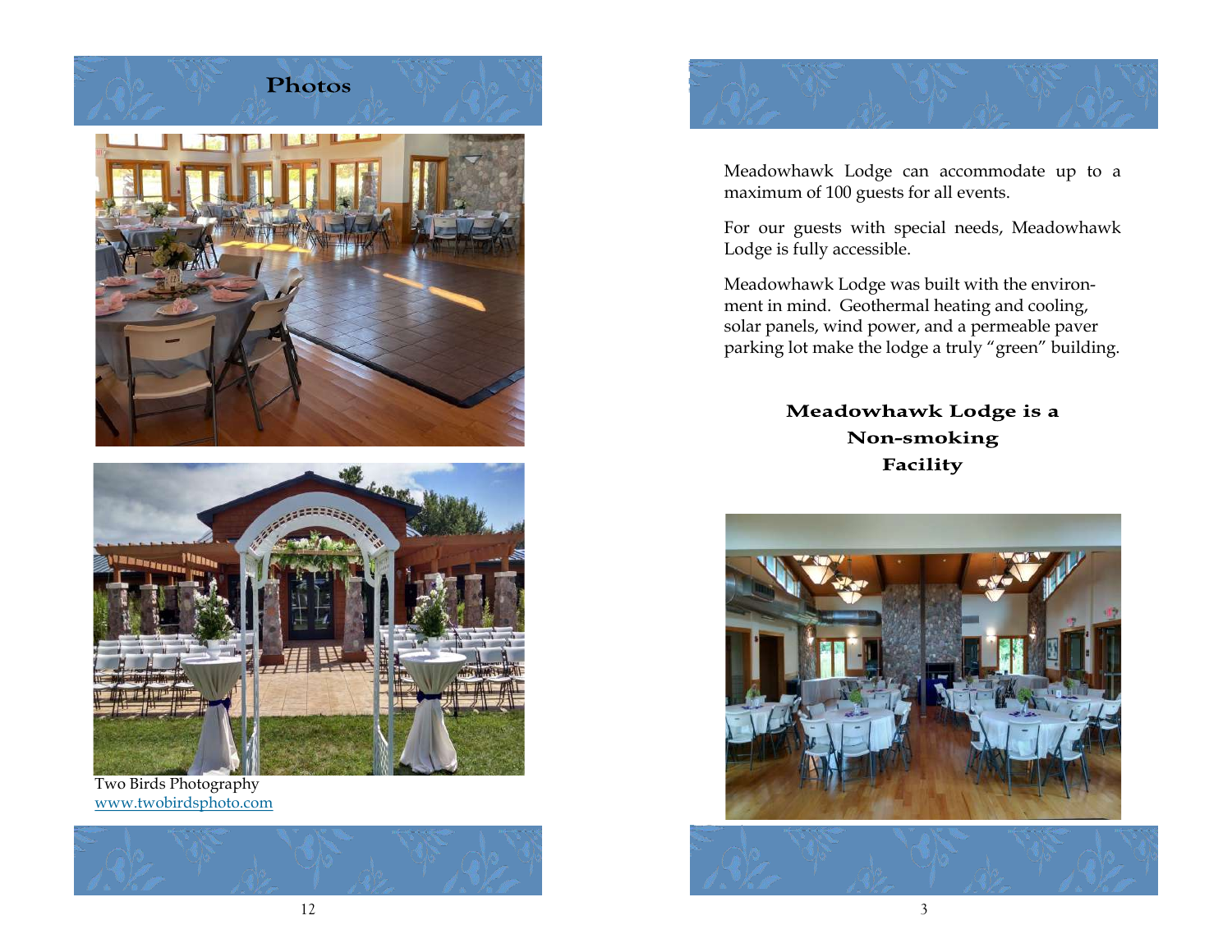# Photos

Two Birds Photography
www.twobirdsphoto.com

Meadowhawk Lodge can accommodate up to a maximum of 100 guests for all events.

For our guests with special needs, Meadowhawk Lodge is fully accessible.

Meadowhawk Lodge was built with the environment in mind. Geothermal heating and cooling, solar panels, wind power, and a permeable paver parking lot make the lodge a truly "green" building.

**Meadowhawk Lodge is a Non-smoking Facility**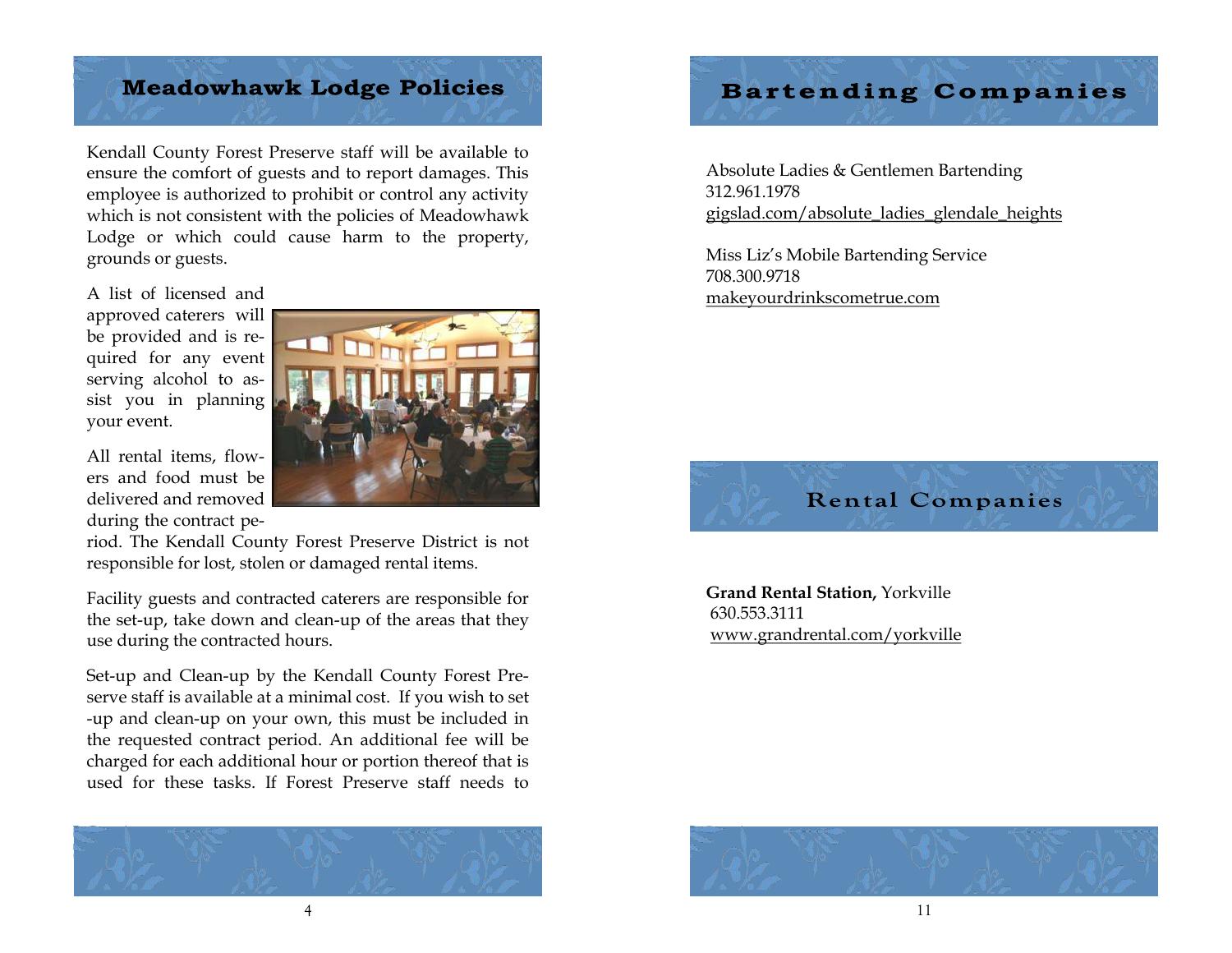## Meadowhawk Lodge Policies

Kendall County Forest Preserve staff will be available to ensure the comfort of guests and to report damages. This employee is authorized to prohibit or control any activity which is not consistent with the policies of Meadowhawk Lodge or which could cause harm to the property, grounds or guests.

A list of licensed and approved caterers will be provided and is required for any event serving alcohol to assist you in planning your event.

All rental items, flowers and food must be delivered and removed during the contract period. The Kendall County Forest Preserve District is not responsible for lost, stolen or damaged rental items.

Facility guests and contracted caterers are responsible for the set-up, take down and clean-up of the areas that they use during the contracted hours.

Set-up and Clean-up by the Kendall County Forest Preserve staff is available at a minimal cost. If you wish to set-up and clean-up on your own, this must be included in the requested contract period. An additional fee will be charged for each additional hour or portion thereof that is used for these tasks. If Forest Preserve staff needs to

## Bartending Companies

Absolute Ladies & Gentlemen Bartending
312.961.1978
gigslad.com/absolute_ladies_glendale_heights

Miss Liz's Mobile Bartending Service
708.300.9718
makeyourdrinkscometrue.com

## Rental Companies

**Grand Rental Station,** Yorkville
630.553.3111
www.grandrental.com/yorkville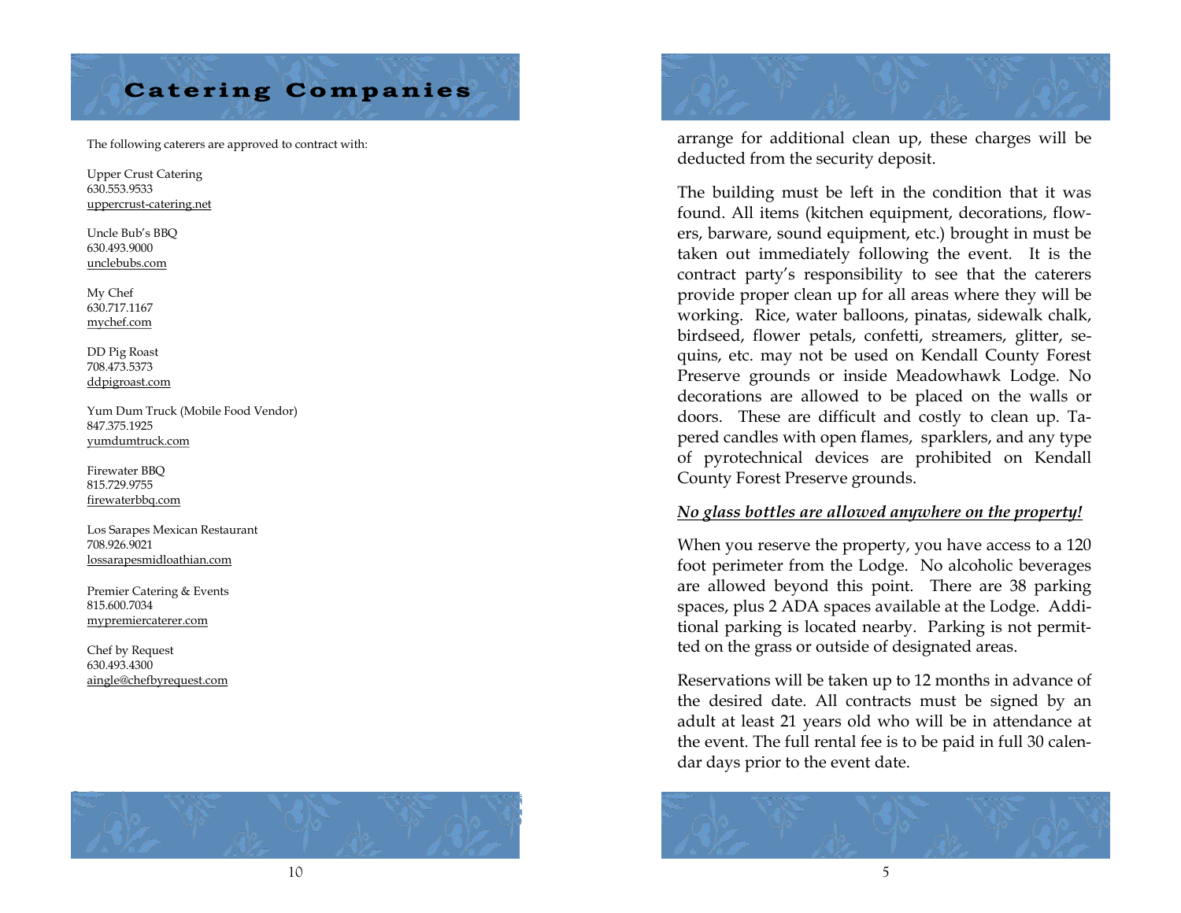## Catering Companies

The following caterers are approved to contract with:

Upper Crust Catering
630.553.9533
uppercrust-catering.net

Uncle Bub's BBQ
630.493.9000
unclebubs.com

My Chef
630.717.1167
mychef.com

DD Pig Roast
708.473.5373
ddpigroast.com

Yum Dum Truck (Mobile Food Vendor)
847.375.1925
yumdumtruck.com

Firewater BBQ
815.729.9755
firewaterbbq.com

Los Sarapes Mexican Restaurant
708.926.9021
lossarapesmidloathian.com

Premier Catering & Events
815.600.7034
mypremiercaterer.com

Chef by Request
630.493.4300
aingle@chefbyrequest.com

arrange for additional clean up, these charges will be deducted from the security deposit.

The building must be left in the condition that it was found. All items (kitchen equipment, decorations, flowers, barware, sound equipment, etc.) brought in must be taken out immediately following the event. It is the contract party's responsibility to see that the caterers provide proper clean up for all areas where they will be working. Rice, water balloons, pinatas, sidewalk chalk, birdseed, flower petals, confetti, streamers, glitter, sequins, etc. may not be used on Kendall County Forest Preserve grounds or inside Meadowhawk Lodge. No decorations are allowed to be placed on the walls or doors. These are difficult and costly to clean up. Tapered candles with open flames, sparklers, and any type of pyrotechnical devices are prohibited on Kendall County Forest Preserve grounds.

***No glass bottles are allowed anywhere on the property!***

When you reserve the property, you have access to a 120 foot perimeter from the Lodge. No alcoholic beverages are allowed beyond this point. There are 38 parking spaces, plus 2 ADA spaces available at the Lodge. Additional parking is located nearby. Parking is not permitted on the grass or outside of designated areas.

Reservations will be taken up to 12 months in advance of the desired date. All contracts must be signed by an adult at least 21 years old who will be in attendance at the event. The full rental fee is to be paid in full 30 calendar days prior to the event date.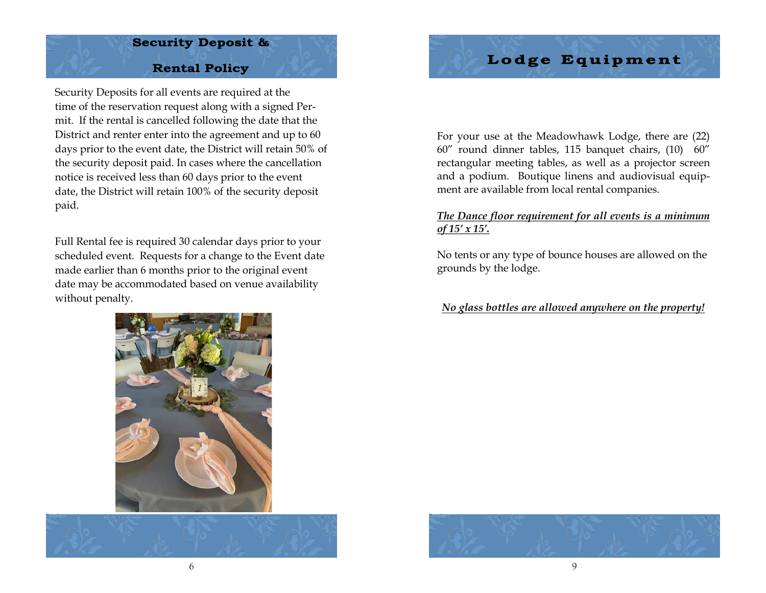## Security Deposit & Rental Policy

Security Deposits for all events are required at the time of the reservation request along with a signed Permit. If the rental is cancelled following the date that the District and renter enter into the agreement and up to 60 days prior to the event date, the District will retain 50% of the security deposit paid. In cases where the cancellation notice is received less than 60 days prior to the event date, the District will retain 100% of the security deposit paid.

Full Rental fee is required 30 calendar days prior to your scheduled event. Requests for a change to the Event date made earlier than 6 months prior to the original event date may be accommodated based on venue availability without penalty.

## Lodge Equipment

For your use at the Meadowhawk Lodge, there are (22) 60″ round dinner tables, 115 banquet chairs, (10) 60″ rectangular meeting tables, as well as a projector screen and a podium. Boutique linens and audiovisual equipment are available from local rental companies.

***The Dance floor requirement for all events is a minimum of 15′ x 15′.***

No tents or any type of bounce houses are allowed on the grounds by the lodge.

***No glass bottles are allowed anywhere on the property!***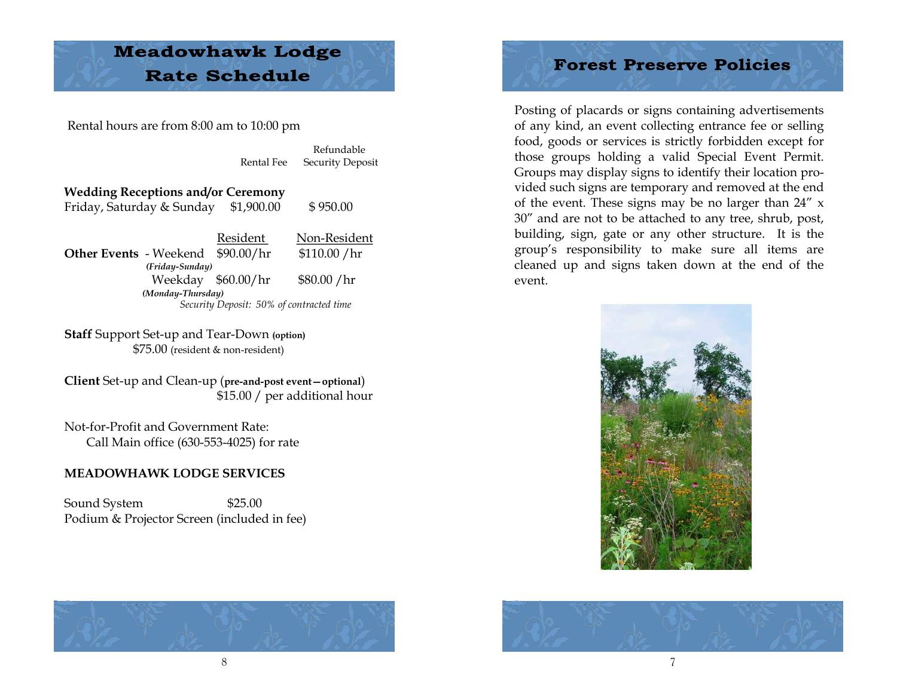# Meadowhawk Lodge Rate Schedule

Rental hours are from 8:00 am to 10:00 pm

| | Rental Fee | Refundable Security Deposit |
|---|---|---|
| **Wedding Receptions and/or Ceremony** Friday, Saturday & Sunday | $1,900.00 | $ 950.00 |

| | Resident | Non-Resident |
|---|---|---|
| **Other Events** - Weekend *(Friday-Sunday)* | $90.00/hr | $110.00 /hr |
| Weekday *(Monday-Thursday)* | $60.00/hr | $80.00 /hr |

*Security Deposit: 50% of contracted time*

**Staff** Support Set-up and Tear-Down **(option)**
$75.00 (resident & non-resident)

**Client** Set-up and Clean-up (**pre-and-post event—optional**)
$15.00 / per additional hour

Not-for-Profit and Government Rate:
Call Main office (630-553-4025) for rate

### MEADOWHAWK LODGE SERVICES

Sound System $25.00
Podium & Projector Screen (included in fee)

# Forest Preserve Policies

Posting of placards or signs containing advertisements of any kind, an event collecting entrance fee or selling food, goods or services is strictly forbidden except for those groups holding a valid Special Event Permit. Groups may display signs to identify their location provided such signs are temporary and removed at the end of the event. These signs may be no larger than 24" x 30" and are not to be attached to any tree, shrub, post, building, sign, gate or any other structure. It is the group's responsibility to make sure all items are cleaned up and signs taken down at the end of the event.